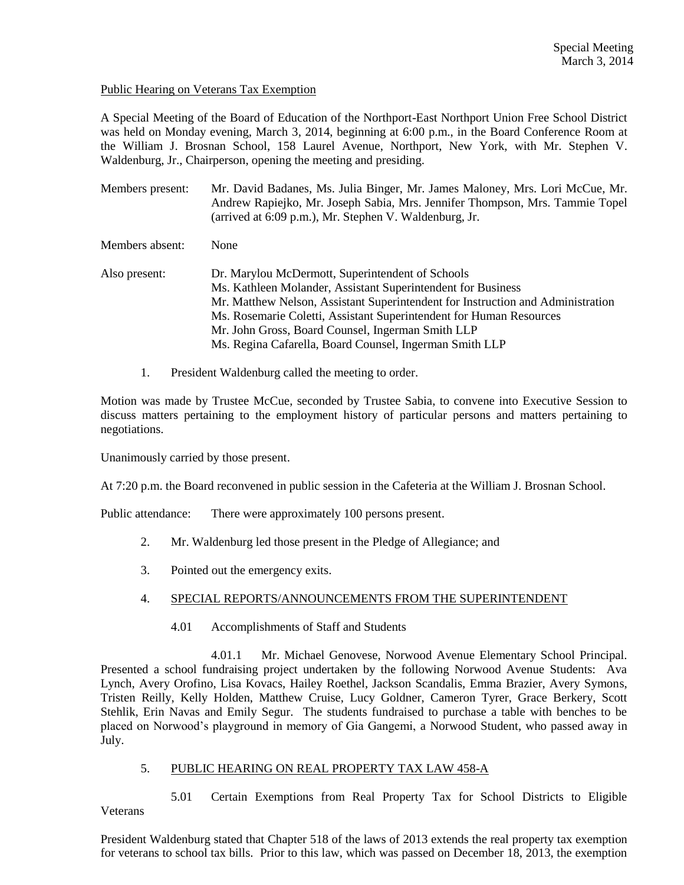Special Meeting
March 3, 2014

Public Hearing on Veterans Tax Exemption

A Special Meeting of the Board of Education of the Northport-East Northport Union Free School District was held on Monday evening, March 3, 2014, beginning at 6:00 p.m., in the Board Conference Room at the William J. Brosnan School, 158 Laurel Avenue, Northport, New York, with Mr. Stephen V. Waldenburg, Jr., Chairperson, opening the meeting and presiding.

Members present: Mr. David Badanes, Ms. Julia Binger, Mr. James Maloney, Mrs. Lori McCue, Mr. Andrew Rapiejko, Mr. Joseph Sabia, Mrs. Jennifer Thompson, Mrs. Tammie Topel (arrived at 6:09 p.m.), Mr. Stephen V. Waldenburg, Jr.

Members absent: None

Also present: Dr. Marylou McDermott, Superintendent of Schools
Ms. Kathleen Molander, Assistant Superintendent for Business
Mr. Matthew Nelson, Assistant Superintendent for Instruction and Administration
Ms. Rosemarie Coletti, Assistant Superintendent for Human Resources
Mr. John Gross, Board Counsel, Ingerman Smith LLP
Ms. Regina Cafarella, Board Counsel, Ingerman Smith LLP

1. President Waldenburg called the meeting to order.

Motion was made by Trustee McCue, seconded by Trustee Sabia, to convene into Executive Session to discuss matters pertaining to the employment history of particular persons and matters pertaining to negotiations.

Unanimously carried by those present.

At 7:20 p.m. the Board reconvened in public session in the Cafeteria at the William J. Brosnan School.

Public attendance: There were approximately 100 persons present.

2. Mr. Waldenburg led those present in the Pledge of Allegiance; and

3. Pointed out the emergency exits.

4. SPECIAL REPORTS/ANNOUNCEMENTS FROM THE SUPERINTENDENT

 4.01 Accomplishments of Staff and Students

 4.01.1 Mr. Michael Genovese, Norwood Avenue Elementary School Principal. Presented a school fundraising project undertaken by the following Norwood Avenue Students: Ava Lynch, Avery Orofino, Lisa Kovacs, Hailey Roethel, Jackson Scandalis, Emma Brazier, Avery Symons, Tristen Reilly, Kelly Holden, Matthew Cruise, Lucy Goldner, Cameron Tyrer, Grace Berkery, Scott Stehlik, Erin Navas and Emily Segur. The students fundraised to purchase a table with benches to be placed on Norwood's playground in memory of Gia Gangemi, a Norwood Student, who passed away in July.

5. PUBLIC HEARING ON REAL PROPERTY TAX LAW 458-A

 5.01 Certain Exemptions from Real Property Tax for School Districts to Eligible Veterans

President Waldenburg stated that Chapter 518 of the laws of 2013 extends the real property tax exemption for veterans to school tax bills. Prior to this law, which was passed on December 18, 2013, the exemption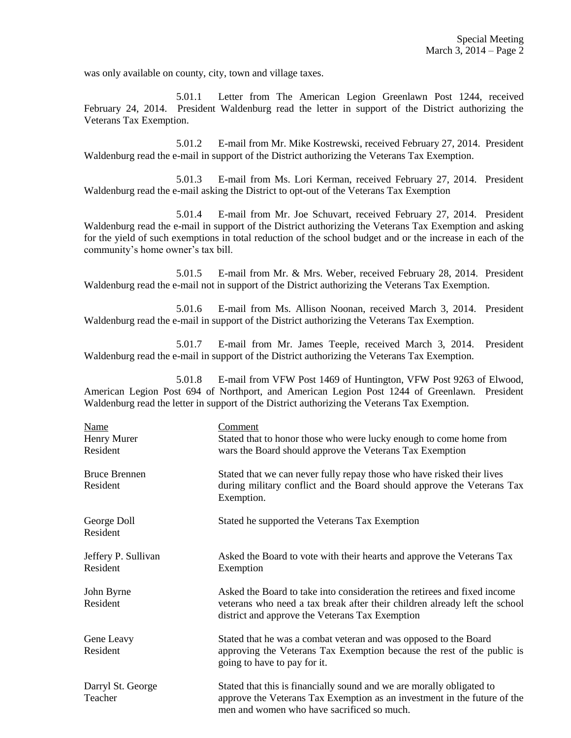was only available on county, city, town and village taxes.

5.01.1 Letter from The American Legion Greenlawn Post 1244, received February 24, 2014. President Waldenburg read the letter in support of the District authorizing the Veterans Tax Exemption.

5.01.2 E-mail from Mr. Mike Kostrewski, received February 27, 2014. President Waldenburg read the e-mail in support of the District authorizing the Veterans Tax Exemption.

5.01.3 E-mail from Ms. Lori Kerman, received February 27, 2014. President Waldenburg read the e-mail asking the District to opt-out of the Veterans Tax Exemption

5.01.4 E-mail from Mr. Joe Schuvart, received February 27, 2014. President Waldenburg read the e-mail in support of the District authorizing the Veterans Tax Exemption and asking for the yield of such exemptions in total reduction of the school budget and or the increase in each of the community's home owner's tax bill.

5.01.5 E-mail from Mr. & Mrs. Weber, received February 28, 2014. President Waldenburg read the e-mail not in support of the District authorizing the Veterans Tax Exemption.

5.01.6 E-mail from Ms. Allison Noonan, received March 3, 2014. President Waldenburg read the e-mail in support of the District authorizing the Veterans Tax Exemption.

5.01.7 E-mail from Mr. James Teeple, received March 3, 2014. President Waldenburg read the e-mail in support of the District authorizing the Veterans Tax Exemption.

5.01.8 E-mail from VFW Post 1469 of Huntington, VFW Post 9263 of Elwood, American Legion Post 694 of Northport, and American Legion Post 1244 of Greenlawn. President Waldenburg read the letter in support of the District authorizing the Veterans Tax Exemption.

| Name | Comment |
|---|---|
| Henry Murer<br>Resident | Stated that to honor those who were lucky enough to come home from wars the Board should approve the Veterans Tax Exemption |
| Bruce Brennen<br>Resident | Stated that we can never fully repay those who have risked their lives during military conflict and the Board should approve the Veterans Tax Exemption. |
| George Doll<br>Resident | Stated he supported the Veterans Tax Exemption |
| Jeffery P. Sullivan<br>Resident | Asked the Board to vote with their hearts and approve the Veterans Tax Exemption |
| John Byrne<br>Resident | Asked the Board to take into consideration the retirees and fixed income veterans who need a tax break after their children already left the school district and approve the Veterans Tax Exemption |
| Gene Leavy<br>Resident | Stated that he was a combat veteran and was opposed to the Board approving the Veterans Tax Exemption because the rest of the public is going to have to pay for it. |
| Darryl St. George<br>Teacher | Stated that this is financially sound and we are morally obligated to approve the Veterans Tax Exemption as an investment in the future of the men and women who have sacrificed so much. |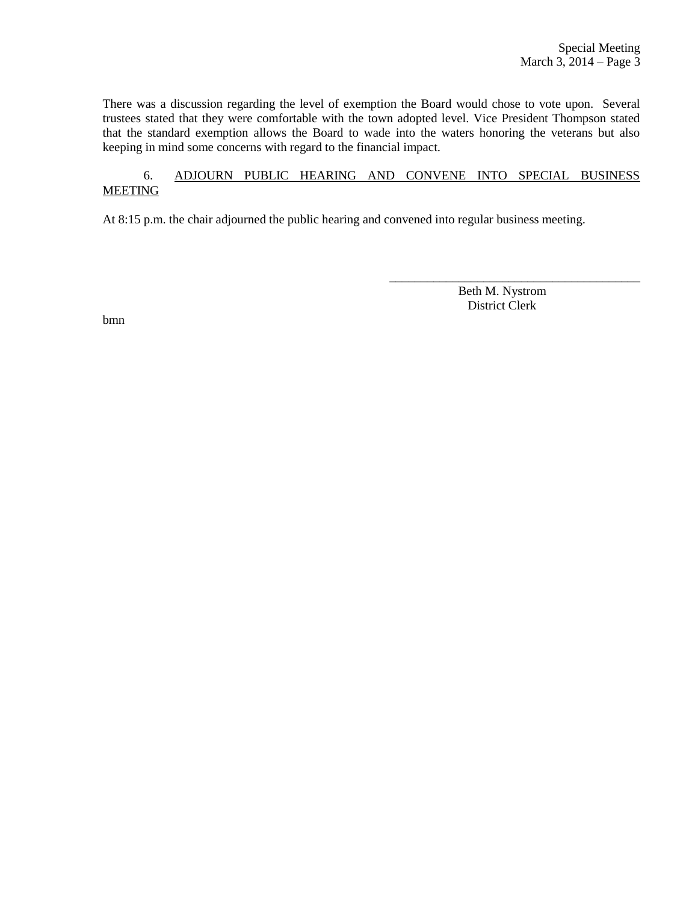There was a discussion regarding the level of exemption the Board would chose to vote upon. Several trustees stated that they were comfortable with the town adopted level. Vice President Thompson stated that the standard exemption allows the Board to wade into the waters honoring the veterans but also keeping in mind some concerns with regard to the financial impact.

6. ADJOURN PUBLIC HEARING AND CONVENE INTO SPECIAL BUSINESS MEETING

At 8:15 p.m. the chair adjourned the public hearing and convened into regular business meeting.

\_\_\_\_\_\_\_\_\_\_\_\_\_\_\_\_\_\_\_\_\_\_\_\_\_\_\_\_\_\_\_\_\_\_\_\_\_\_\_\_

Beth M. Nystrom
District Clerk

bmn